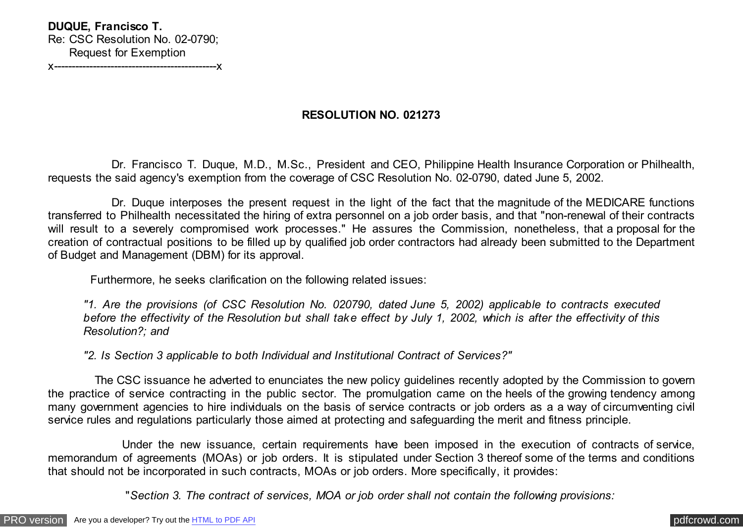**DUQUE, Francisco T.**
Re: CSC Resolution No. 02-0790;
Request for Exemption
x----------------------------------------------x

**RESOLUTION NO. 021273**

Dr. Francisco T. Duque, M.D., M.Sc., President and CEO, Philippine Health Insurance Corporation or Philhealth, requests the said agency's exemption from the coverage of CSC Resolution No. 02-0790, dated June 5, 2002.

Dr. Duque interposes the present request in the light of the fact that the magnitude of the MEDICARE functions transferred to Philhealth necessitated the hiring of extra personnel on a job order basis, and that "non-renewal of their contracts will result to a severely compromised work processes." He assures the Commission, nonetheless, that a proposal for the creation of contractual positions to be filled up by qualified job order contractors had already been submitted to the Department of Budget and Management (DBM) for its approval.

Furthermore, he seeks clarification on the following related issues:

*"1. Are the provisions (of CSC Resolution No. 020790, dated June 5, 2002) applicable to contracts executed before the effectivity of the Resolution but shall take effect by July 1, 2002, which is after the effectivity of this Resolution?; and*

*"2. Is Section 3 applicable to both Individual and Institutional Contract of Services?"*

The CSC issuance he adverted to enunciates the new policy guidelines recently adopted by the Commission to govern the practice of service contracting in the public sector. The promulgation came on the heels of the growing tendency among many government agencies to hire individuals on the basis of service contracts or job orders as a a way of circumventing civil service rules and regulations particularly those aimed at protecting and safeguarding the merit and fitness principle.

Under the new issuance, certain requirements have been imposed in the execution of contracts of service, memorandum of agreements (MOAs) or job orders. It is stipulated under Section 3 thereof some of the terms and conditions that should not be incorporated in such contracts, MOAs or job orders. More specifically, it provides:

"*Section 3. The contract of services, MOA or job order shall not contain the following provisions:*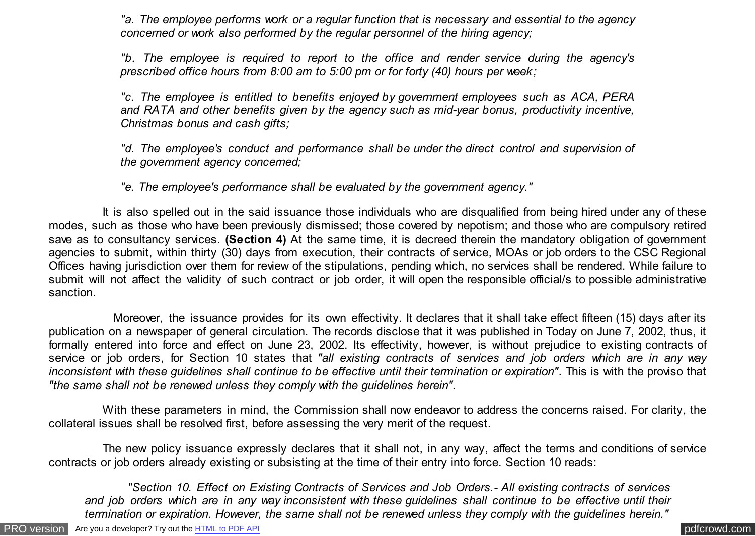*"a. The employee performs work or a regular function that is necessary and essential to the agency concerned or work also performed by the regular personnel of the hiring agency;*

*"b. The employee is required to report to the office and render service during the agency's prescribed office hours from 8:00 am to 5:00 pm or for forty (40) hours per week;*

*"c. The employee is entitled to benefits enjoyed by government employees such as ACA, PERA and RATA and other benefits given by the agency such as mid-year bonus, productivity incentive, Christmas bonus and cash gifts;*

*"d. The employee's conduct and performance shall be under the direct control and supervision of the government agency concerned;*

*"e. The employee's performance shall be evaluated by the government agency."*

It is also spelled out in the said issuance those individuals who are disqualified from being hired under any of these modes, such as those who have been previously dismissed; those covered by nepotism; and those who are compulsory retired save as to consultancy services. **(Section 4)** At the same time, it is decreed therein the mandatory obligation of government agencies to submit, within thirty (30) days from execution, their contracts of service, MOAs or job orders to the CSC Regional Offices having jurisdiction over them for review of the stipulations, pending which, no services shall be rendered. While failure to submit will not affect the validity of such contract or job order, it will open the responsible official/s to possible administrative sanction.

Moreover, the issuance provides for its own effectivity. It declares that it shall take effect fifteen (15) days after its publication on a newspaper of general circulation. The records disclose that it was published in Today on June 7, 2002, thus, it formally entered into force and effect on June 23, 2002. Its effectivity, however, is without prejudice to existing contracts of service or job orders, for Section 10 states that *"all existing contracts of services and job orders which are in any way inconsistent with these guidelines shall continue to be effective until their termination or expiration"*. This is with the proviso that *"the same shall not be renewed unless they comply with the guidelines herein".*

With these parameters in mind, the Commission shall now endeavor to address the concerns raised. For clarity, the collateral issues shall be resolved first, before assessing the very merit of the request.

The new policy issuance expressly declares that it shall not, in any way, affect the terms and conditions of service contracts or job orders already existing or subsisting at the time of their entry into force. Section 10 reads:

*"Section 10. Effect on Existing Contracts of Services and Job Orders.- All existing contracts of services and job orders which are in any way inconsistent with these guidelines shall continue to be effective until their termination or expiration. However, the same shall not be renewed unless they comply with the guidelines herein."*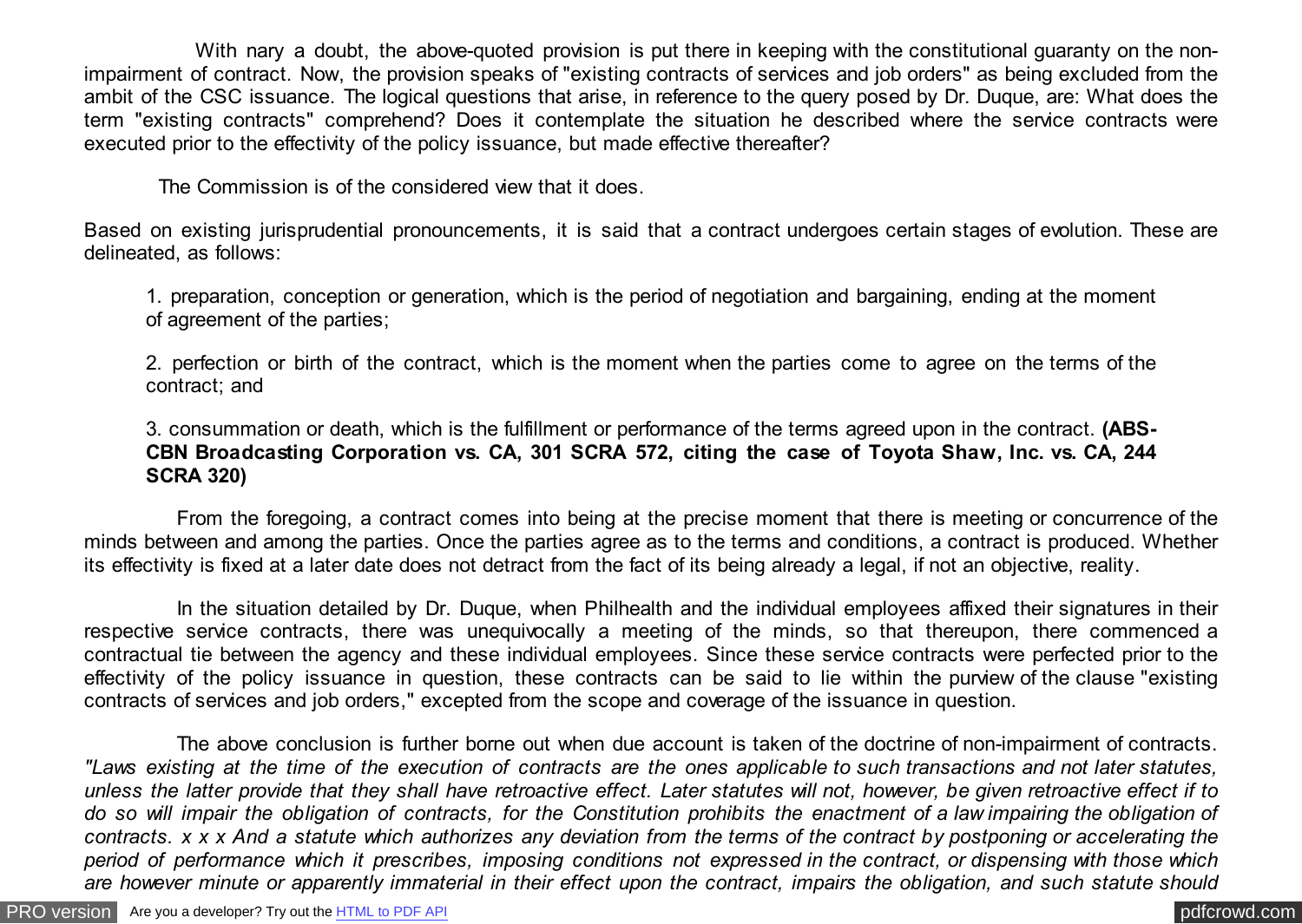With nary a doubt, the above-quoted provision is put there in keeping with the constitutional guaranty on the non-impairment of contract. Now, the provision speaks of "existing contracts of services and job orders" as being excluded from the ambit of the CSC issuance. The logical questions that arise, in reference to the query posed by Dr. Duque, are: What does the term "existing contracts" comprehend? Does it contemplate the situation he described where the service contracts were executed prior to the effectivity of the policy issuance, but made effective thereafter?

The Commission is of the considered view that it does.

Based on existing jurisprudential pronouncements, it is said that a contract undergoes certain stages of evolution. These are delineated, as follows:

> 1. preparation, conception or generation, which is the period of negotiation and bargaining, ending at the moment of agreement of the parties;
>
> 2. perfection or birth of the contract, which is the moment when the parties come to agree on the terms of the contract; and
>
> 3. consummation or death, which is the fulfillment or performance of the terms agreed upon in the contract. **(ABS-CBN Broadcasting Corporation vs. CA, 301 SCRA 572, citing the case of Toyota Shaw, Inc. vs. CA, 244 SCRA 320)**

From the foregoing, a contract comes into being at the precise moment that there is meeting or concurrence of the minds between and among the parties. Once the parties agree as to the terms and conditions, a contract is produced. Whether its effectivity is fixed at a later date does not detract from the fact of its being already a legal, if not an objective, reality.

In the situation detailed by Dr. Duque, when Philhealth and the individual employees affixed their signatures in their respective service contracts, there was unequivocally a meeting of the minds, so that thereupon, there commenced a contractual tie between the agency and these individual employees. Since these service contracts were perfected prior to the effectivity of the policy issuance in question, these contracts can be said to lie within the purview of the clause "existing contracts of services and job orders," excepted from the scope and coverage of the issuance in question.

The above conclusion is further borne out when due account is taken of the doctrine of non-impairment of contracts. *"Laws existing at the time of the execution of contracts are the ones applicable to such transactions and not later statutes, unless the latter provide that they shall have retroactive effect. Later statutes will not, however, be given retroactive effect if to do so will impair the obligation of contracts, for the Constitution prohibits the enactment of a law impairing the obligation of contracts. x x x And a statute which authorizes any deviation from the terms of the contract by postponing or accelerating the period of performance which it prescribes, imposing conditions not expressed in the contract, or dispensing with those which are however minute or apparently immaterial in their effect upon the contract, impairs the obligation, and such statute should*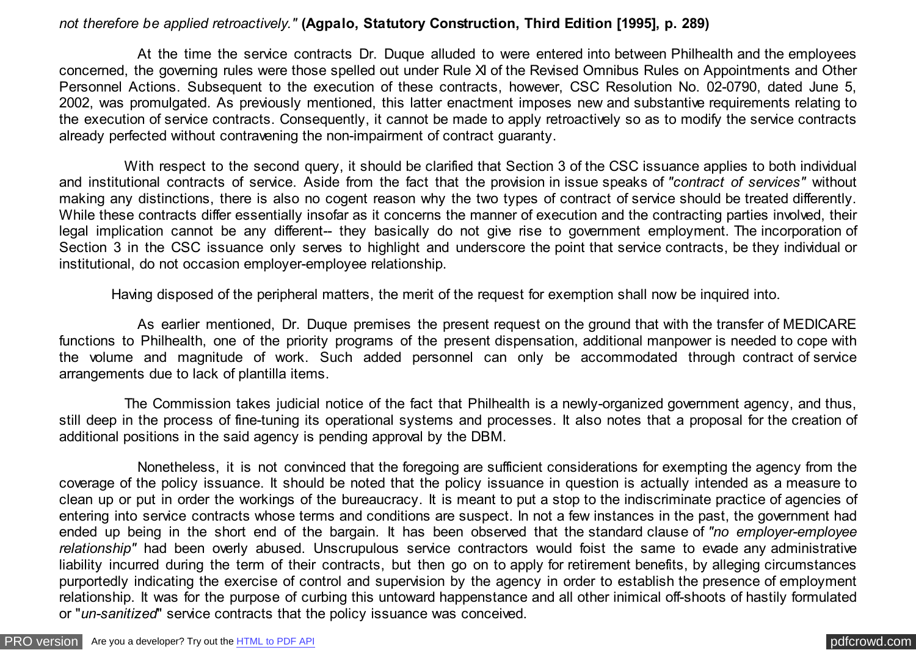*not therefore be applied retroactively."* **(Agpalo, Statutory Construction, Third Edition [1995], p. 289)**

At the time the service contracts Dr. Duque alluded to were entered into between Philhealth and the employees concerned, the governing rules were those spelled out under Rule XI of the Revised Omnibus Rules on Appointments and Other Personnel Actions. Subsequent to the execution of these contracts, however, CSC Resolution No. 02-0790, dated June 5, 2002, was promulgated. As previously mentioned, this latter enactment imposes new and substantive requirements relating to the execution of service contracts. Consequently, it cannot be made to apply retroactively so as to modify the service contracts already perfected without contravening the non-impairment of contract guaranty.

With respect to the second query, it should be clarified that Section 3 of the CSC issuance applies to both individual and institutional contracts of service. Aside from the fact that the provision in issue speaks of *"contract of services"* without making any distinctions, there is also no cogent reason why the two types of contract of service should be treated differently. While these contracts differ essentially insofar as it concerns the manner of execution and the contracting parties involved, their legal implication cannot be any different-- they basically do not give rise to government employment. The incorporation of Section 3 in the CSC issuance only serves to highlight and underscore the point that service contracts, be they individual or institutional, do not occasion employer-employee relationship.

Having disposed of the peripheral matters, the merit of the request for exemption shall now be inquired into.

As earlier mentioned, Dr. Duque premises the present request on the ground that with the transfer of MEDICARE functions to Philhealth, one of the priority programs of the present dispensation, additional manpower is needed to cope with the volume and magnitude of work. Such added personnel can only be accommodated through contract of service arrangements due to lack of plantilla items.

The Commission takes judicial notice of the fact that Philhealth is a newly-organized government agency, and thus, still deep in the process of fine-tuning its operational systems and processes. It also notes that a proposal for the creation of additional positions in the said agency is pending approval by the DBM.

Nonetheless, it is not convinced that the foregoing are sufficient considerations for exempting the agency from the coverage of the policy issuance. It should be noted that the policy issuance in question is actually intended as a measure to clean up or put in order the workings of the bureaucracy. It is meant to put a stop to the indiscriminate practice of agencies of entering into service contracts whose terms and conditions are suspect. In not a few instances in the past, the government had ended up being in the short end of the bargain. It has been observed that the standard clause of *"no employer-employee relationship"* had been overly abused. Unscrupulous service contractors would foist the same to evade any administrative liability incurred during the term of their contracts, but then go on to apply for retirement benefits, by alleging circumstances purportedly indicating the exercise of control and supervision by the agency in order to establish the presence of employment relationship. It was for the purpose of curbing this untoward happenstance and all other inimical off-shoots of hastily formulated or "*un-sanitized*" service contracts that the policy issuance was conceived.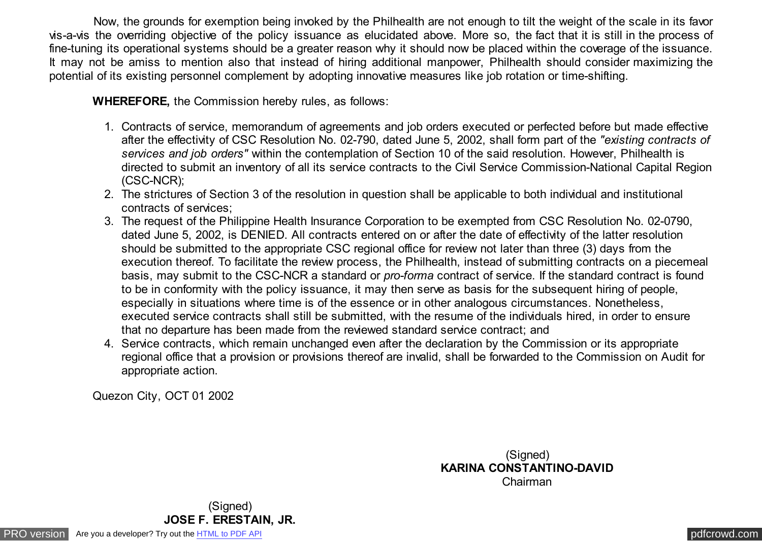Now, the grounds for exemption being invoked by the Philhealth are not enough to tilt the weight of the scale in its favor vis-a-vis the overriding objective of the policy issuance as elucidated above. More so, the fact that it is still in the process of fine-tuning its operational systems should be a greater reason why it should now be placed within the coverage of the issuance. It may not be amiss to mention also that instead of hiring additional manpower, Philhealth should consider maximizing the potential of its existing personnel complement by adopting innovative measures like job rotation or time-shifting.

**WHEREFORE,** the Commission hereby rules, as follows:

1. Contracts of service, memorandum of agreements and job orders executed or perfected before but made effective after the effectivity of CSC Resolution No. 02-790, dated June 5, 2002, shall form part of the *"existing contracts of services and job orders"* within the contemplation of Section 10 of the said resolution. However, Philhealth is directed to submit an inventory of all its service contracts to the Civil Service Commission-National Capital Region (CSC-NCR);
2. The strictures of Section 3 of the resolution in question shall be applicable to both individual and institutional contracts of services;
3. The request of the Philippine Health Insurance Corporation to be exempted from CSC Resolution No. 02-0790, dated June 5, 2002, is DENIED. All contracts entered on or after the date of effectivity of the latter resolution should be submitted to the appropriate CSC regional office for review not later than three (3) days from the execution thereof. To facilitate the review process, the Philhealth, instead of submitting contracts on a piecemeal basis, may submit to the CSC-NCR a standard or *pro-forma* contract of service. If the standard contract is found to be in conformity with the policy issuance, it may then serve as basis for the subsequent hiring of people, especially in situations where time is of the essence or in other analogous circumstances. Nonetheless, executed service contracts shall still be submitted, with the resume of the individuals hired, in order to ensure that no departure has been made from the reviewed standard service contract; and
4. Service contracts, which remain unchanged even after the declaration by the Commission or its appropriate regional office that a provision or provisions thereof are invalid, shall be forwarded to the Commission on Audit for appropriate action.

Quezon City, OCT 01 2002

(Signed)
**KARINA CONSTANTINO-DAVID**
Chairman

(Signed)
**JOSE F. ERESTAIN, JR.**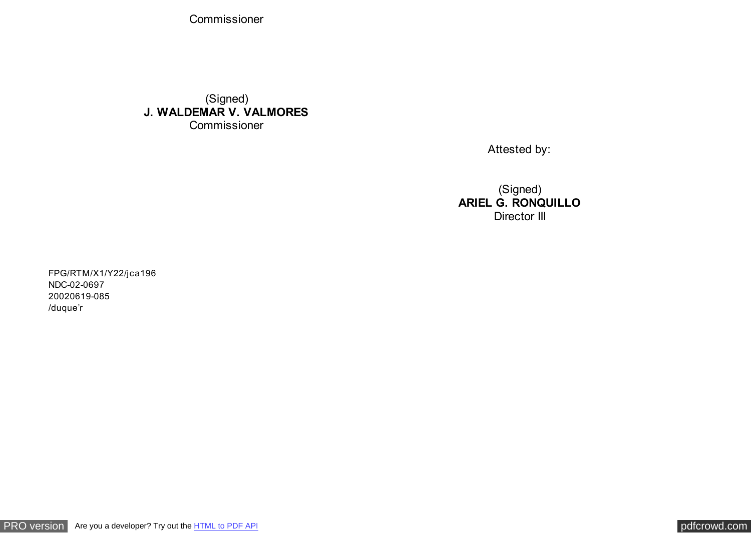Commissioner

(Signed)
**J. WALDEMAR V. VALMORES**
Commissioner

Attested by:

(Signed)
**ARIEL G. RONQUILLO**
Director III

FPG/RTM/X1/Y22/jca196
NDC-02-0697
20020619-085
/duque'r